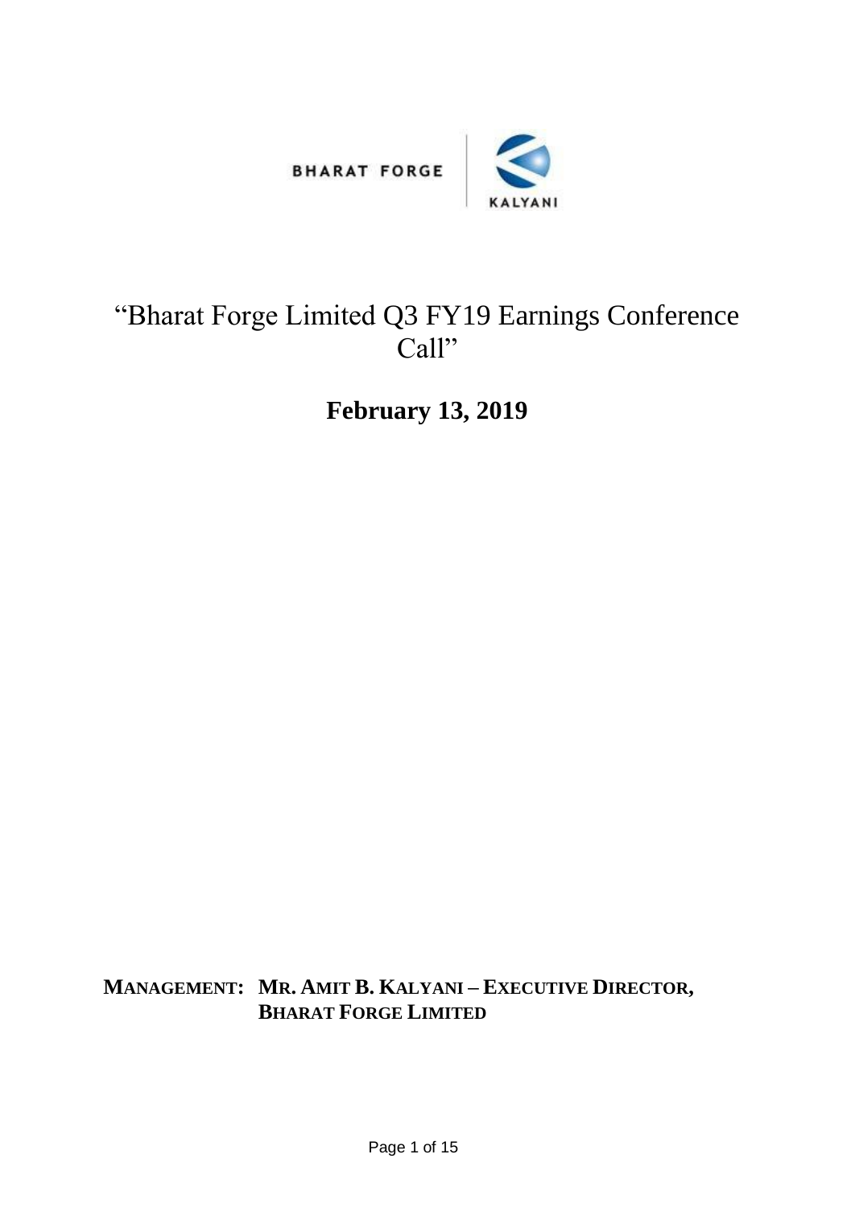BHARAT FORGE | KALYANI

# "Bharat Forge Limited Q3 FY19 Earnings Conference Call"

## February 13, 2019

**MANAGEMENT: MR. AMIT B. KALYANI – EXECUTIVE DIRECTOR, BHARAT FORGE LIMITED**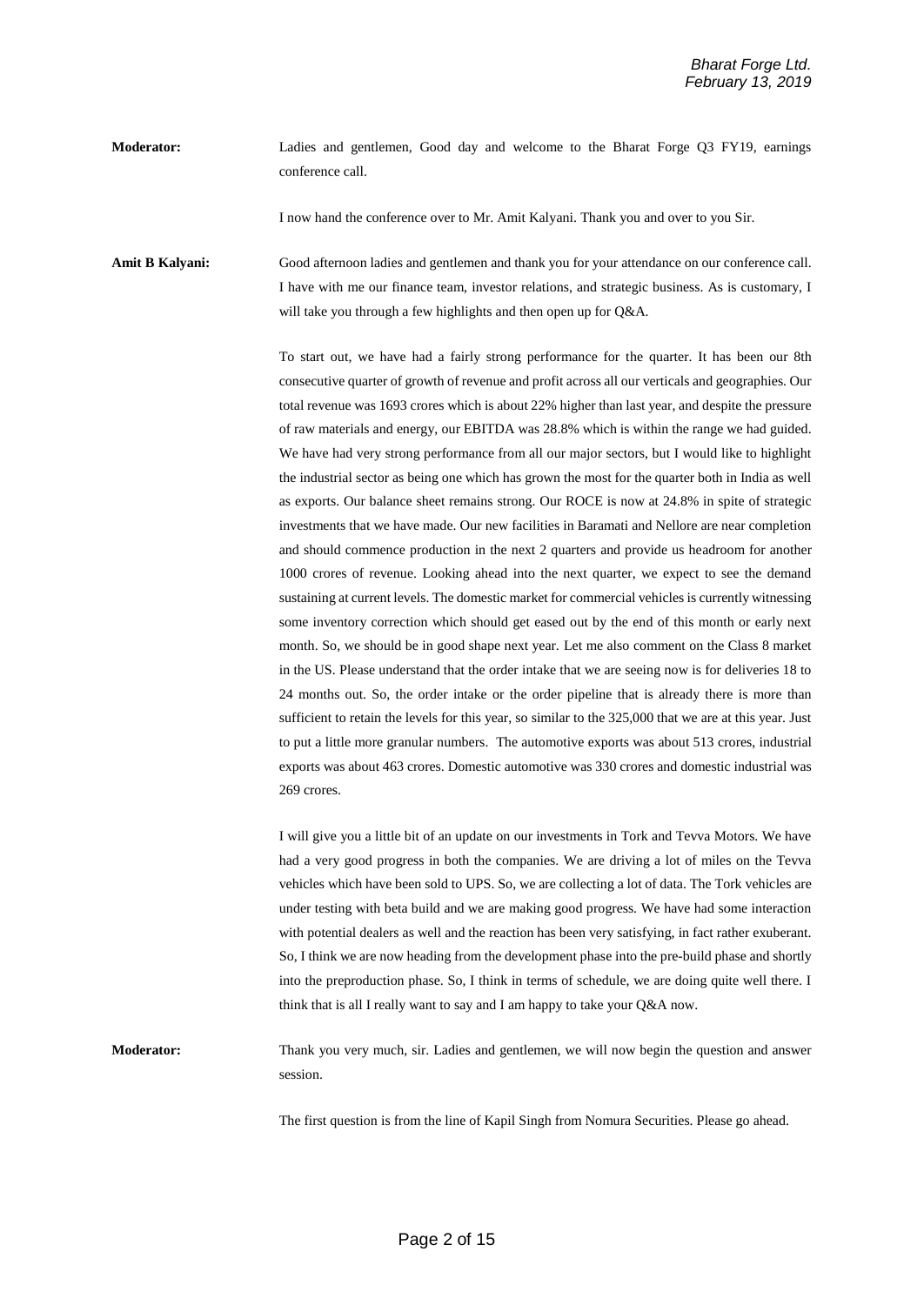**Moderator:** Ladies and gentlemen, Good day and welcome to the Bharat Forge Q3 FY19, earnings conference call.

I now hand the conference over to Mr. Amit Kalyani. Thank you and over to you Sir.

**Amit B Kalyani:** Good afternoon ladies and gentlemen and thank you for your attendance on our conference call. I have with me our finance team, investor relations, and strategic business. As is customary, I will take you through a few highlights and then open up for Q&A.

To start out, we have had a fairly strong performance for the quarter. It has been our 8th consecutive quarter of growth of revenue and profit across all our verticals and geographies. Our total revenue was 1693 crores which is about 22% higher than last year, and despite the pressure of raw materials and energy, our EBITDA was 28.8% which is within the range we had guided. We have had very strong performance from all our major sectors, but I would like to highlight the industrial sector as being one which has grown the most for the quarter both in India as well as exports. Our balance sheet remains strong. Our ROCE is now at 24.8% in spite of strategic investments that we have made. Our new facilities in Baramati and Nellore are near completion and should commence production in the next 2 quarters and provide us headroom for another 1000 crores of revenue. Looking ahead into the next quarter, we expect to see the demand sustaining at current levels. The domestic market for commercial vehicles is currently witnessing some inventory correction which should get eased out by the end of this month or early next month. So, we should be in good shape next year. Let me also comment on the Class 8 market in the US. Please understand that the order intake that we are seeing now is for deliveries 18 to 24 months out. So, the order intake or the order pipeline that is already there is more than sufficient to retain the levels for this year, so similar to the 325,000 that we are at this year. Just to put a little more granular numbers. The automotive exports was about 513 crores, industrial exports was about 463 crores. Domestic automotive was 330 crores and domestic industrial was 269 crores.

I will give you a little bit of an update on our investments in Tork and Tevva Motors. We have had a very good progress in both the companies. We are driving a lot of miles on the Tevva vehicles which have been sold to UPS. So, we are collecting a lot of data. The Tork vehicles are under testing with beta build and we are making good progress. We have had some interaction with potential dealers as well and the reaction has been very satisfying, in fact rather exuberant. So, I think we are now heading from the development phase into the pre-build phase and shortly into the preproduction phase. So, I think in terms of schedule, we are doing quite well there. I think that is all I really want to say and I am happy to take your Q&A now.

**Moderator:** Thank you very much, sir. Ladies and gentlemen, we will now begin the question and answer session.

The first question is from the line of Kapil Singh from Nomura Securities. Please go ahead.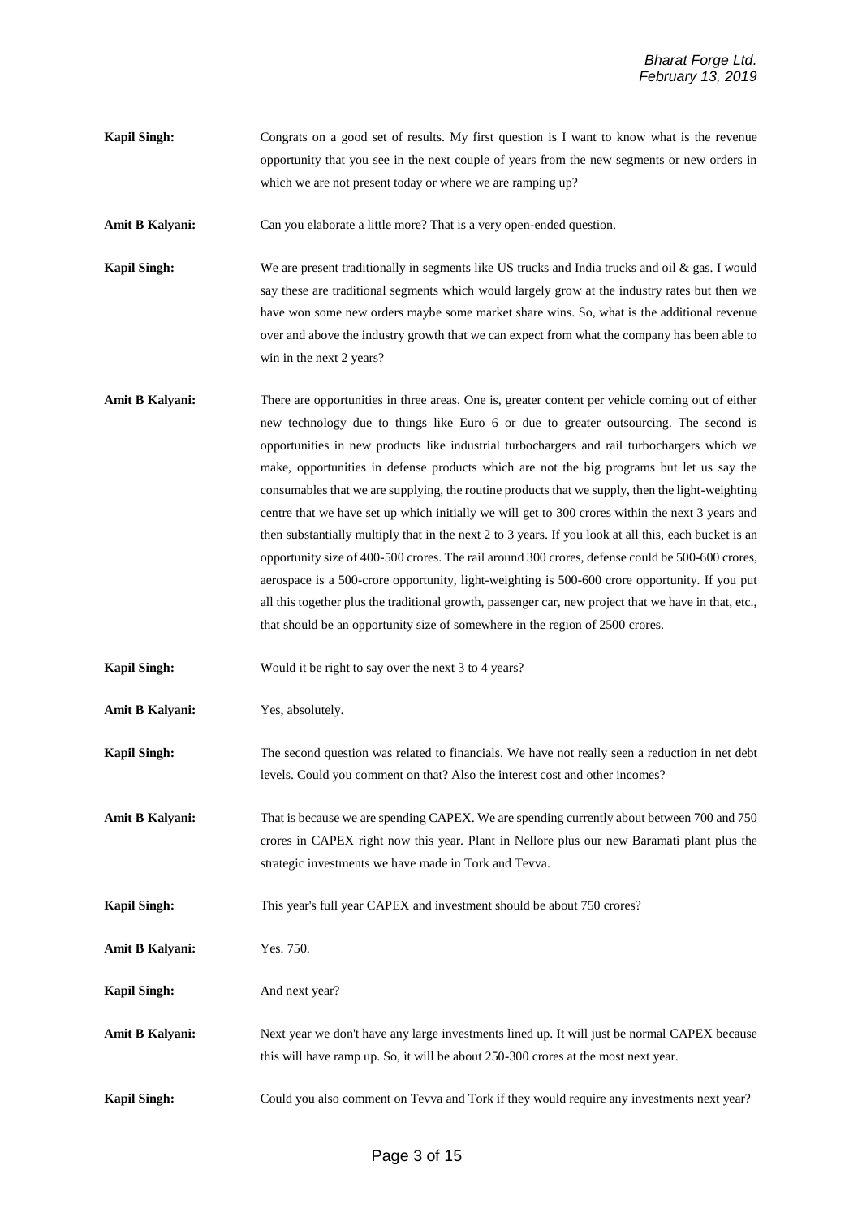**Kapil Singh:** Congrats on a good set of results. My first question is I want to know what is the revenue opportunity that you see in the next couple of years from the new segments or new orders in which we are not present today or where we are ramping up?

**Amit B Kalyani:** Can you elaborate a little more? That is a very open-ended question.

**Kapil Singh:** We are present traditionally in segments like US trucks and India trucks and oil & gas. I would say these are traditional segments which would largely grow at the industry rates but then we have won some new orders maybe some market share wins. So, what is the additional revenue over and above the industry growth that we can expect from what the company has been able to win in the next 2 years?

**Amit B Kalyani:** There are opportunities in three areas. One is, greater content per vehicle coming out of either new technology due to things like Euro 6 or due to greater outsourcing. The second is opportunities in new products like industrial turbochargers and rail turbochargers which we make, opportunities in defense products which are not the big programs but let us say the consumables that we are supplying, the routine products that we supply, then the light-weighting centre that we have set up which initially we will get to 300 crores within the next 3 years and then substantially multiply that in the next 2 to 3 years. If you look at all this, each bucket is an opportunity size of 400-500 crores. The rail around 300 crores, defense could be 500-600 crores, aerospace is a 500-crore opportunity, light-weighting is 500-600 crore opportunity. If you put all this together plus the traditional growth, passenger car, new project that we have in that, etc., that should be an opportunity size of somewhere in the region of 2500 crores.

**Kapil Singh:** Would it be right to say over the next 3 to 4 years?

**Amit B Kalyani:** Yes, absolutely.

**Kapil Singh:** The second question was related to financials. We have not really seen a reduction in net debt levels. Could you comment on that? Also the interest cost and other incomes?

**Amit B Kalyani:** That is because we are spending CAPEX. We are spending currently about between 700 and 750 crores in CAPEX right now this year. Plant in Nellore plus our new Baramati plant plus the strategic investments we have made in Tork and Tevva.

**Kapil Singh:** This year's full year CAPEX and investment should be about 750 crores?

**Amit B Kalyani:** Yes. 750.

**Kapil Singh:** And next year?

**Amit B Kalyani:** Next year we don't have any large investments lined up. It will just be normal CAPEX because this will have ramp up. So, it will be about 250-300 crores at the most next year.

**Kapil Singh:** Could you also comment on Tevva and Tork if they would require any investments next year?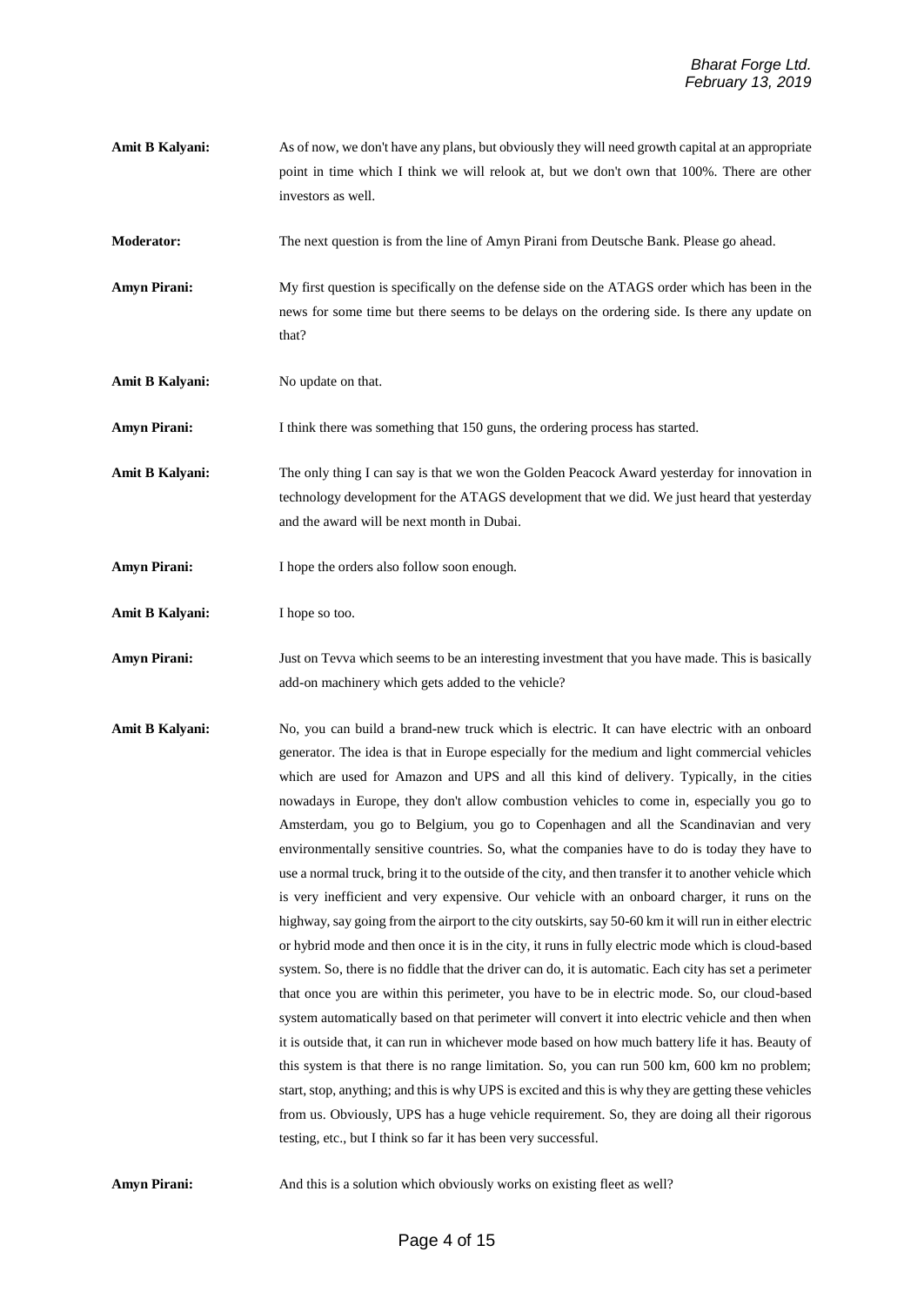**Amit B Kalyani:** As of now, we don't have any plans, but obviously they will need growth capital at an appropriate point in time which I think we will relook at, but we don't own that 100%. There are other investors as well.

**Moderator:** The next question is from the line of Amyn Pirani from Deutsche Bank. Please go ahead.

**Amyn Pirani:** My first question is specifically on the defense side on the ATAGS order which has been in the news for some time but there seems to be delays on the ordering side. Is there any update on that?

**Amit B Kalyani:** No update on that.

**Amyn Pirani:** I think there was something that 150 guns, the ordering process has started.

**Amit B Kalyani:** The only thing I can say is that we won the Golden Peacock Award yesterday for innovation in technology development for the ATAGS development that we did. We just heard that yesterday and the award will be next month in Dubai.

**Amyn Pirani:** I hope the orders also follow soon enough.

**Amit B Kalyani:** I hope so too.

**Amyn Pirani:** Just on Tevva which seems to be an interesting investment that you have made. This is basically add-on machinery which gets added to the vehicle?

**Amit B Kalyani:** No, you can build a brand-new truck which is electric. It can have electric with an onboard generator. The idea is that in Europe especially for the medium and light commercial vehicles which are used for Amazon and UPS and all this kind of delivery. Typically, in the cities nowadays in Europe, they don't allow combustion vehicles to come in, especially you go to Amsterdam, you go to Belgium, you go to Copenhagen and all the Scandinavian and very environmentally sensitive countries. So, what the companies have to do is today they have to use a normal truck, bring it to the outside of the city, and then transfer it to another vehicle which is very inefficient and very expensive. Our vehicle with an onboard charger, it runs on the highway, say going from the airport to the city outskirts, say 50-60 km it will run in either electric or hybrid mode and then once it is in the city, it runs in fully electric mode which is cloud-based system. So, there is no fiddle that the driver can do, it is automatic. Each city has set a perimeter that once you are within this perimeter, you have to be in electric mode. So, our cloud-based system automatically based on that perimeter will convert it into electric vehicle and then when it is outside that, it can run in whichever mode based on how much battery life it has. Beauty of this system is that there is no range limitation. So, you can run 500 km, 600 km no problem; start, stop, anything; and this is why UPS is excited and this is why they are getting these vehicles from us. Obviously, UPS has a huge vehicle requirement. So, they are doing all their rigorous testing, etc., but I think so far it has been very successful.

**Amyn Pirani:** And this is a solution which obviously works on existing fleet as well?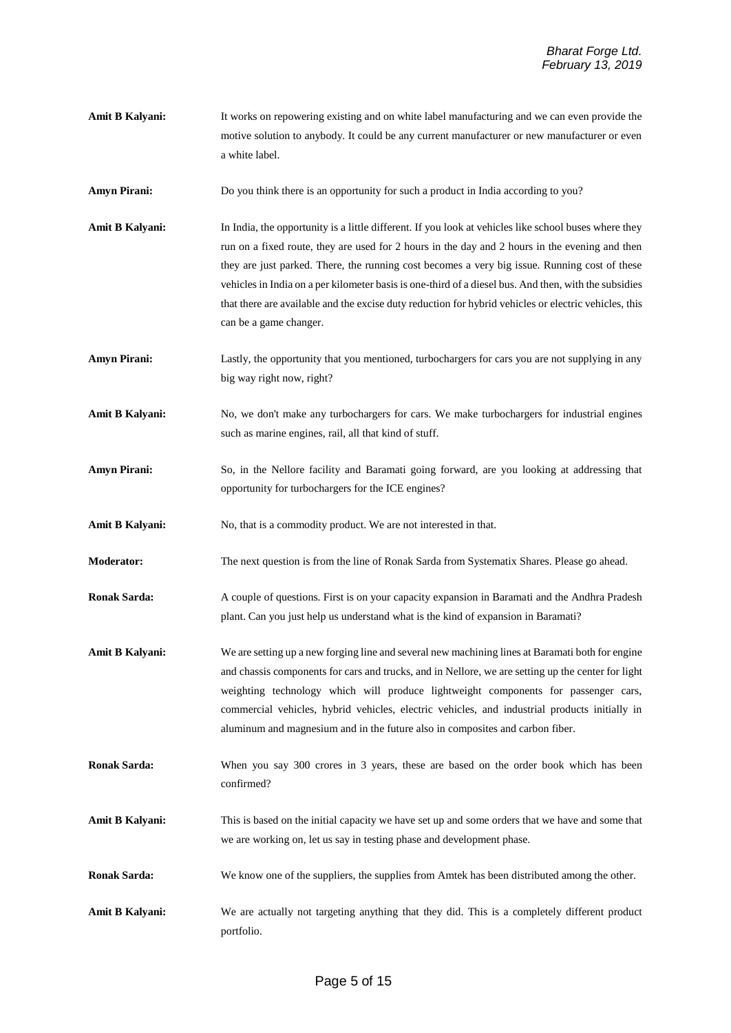**Amit B Kalyani:** It works on repowering existing and on white label manufacturing and we can even provide the motive solution to anybody. It could be any current manufacturer or new manufacturer or even a white label.

**Amyn Pirani:** Do you think there is an opportunity for such a product in India according to you?

**Amit B Kalyani:** In India, the opportunity is a little different. If you look at vehicles like school buses where they run on a fixed route, they are used for 2 hours in the day and 2 hours in the evening and then they are just parked. There, the running cost becomes a very big issue. Running cost of these vehicles in India on a per kilometer basis is one-third of a diesel bus. And then, with the subsidies that there are available and the excise duty reduction for hybrid vehicles or electric vehicles, this can be a game changer.

**Amyn Pirani:** Lastly, the opportunity that you mentioned, turbochargers for cars you are not supplying in any big way right now, right?

**Amit B Kalyani:** No, we don't make any turbochargers for cars. We make turbochargers for industrial engines such as marine engines, rail, all that kind of stuff.

**Amyn Pirani:** So, in the Nellore facility and Baramati going forward, are you looking at addressing that opportunity for turbochargers for the ICE engines?

**Amit B Kalyani:** No, that is a commodity product. We are not interested in that.

**Moderator:** The next question is from the line of Ronak Sarda from Systematix Shares. Please go ahead.

**Ronak Sarda:** A couple of questions. First is on your capacity expansion in Baramati and the Andhra Pradesh plant. Can you just help us understand what is the kind of expansion in Baramati?

**Amit B Kalyani:** We are setting up a new forging line and several new machining lines at Baramati both for engine and chassis components for cars and trucks, and in Nellore, we are setting up the center for light weighting technology which will produce lightweight components for passenger cars, commercial vehicles, hybrid vehicles, electric vehicles, and industrial products initially in aluminum and magnesium and in the future also in composites and carbon fiber.

**Ronak Sarda:** When you say 300 crores in 3 years, these are based on the order book which has been confirmed?

**Amit B Kalyani:** This is based on the initial capacity we have set up and some orders that we have and some that we are working on, let us say in testing phase and development phase.

**Ronak Sarda:** We know one of the suppliers, the supplies from Amtek has been distributed among the other.

**Amit B Kalyani:** We are actually not targeting anything that they did. This is a completely different product portfolio.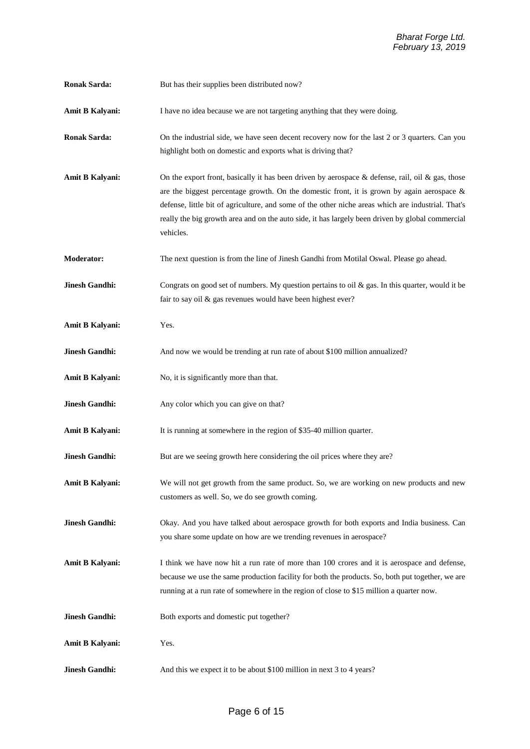**Ronak Sarda:** But has their supplies been distributed now?

**Amit B Kalyani:** I have no idea because we are not targeting anything that they were doing.

**Ronak Sarda:** On the industrial side, we have seen decent recovery now for the last 2 or 3 quarters. Can you highlight both on domestic and exports what is driving that?

**Amit B Kalyani:** On the export front, basically it has been driven by aerospace & defense, rail, oil & gas, those are the biggest percentage growth. On the domestic front, it is grown by again aerospace & defense, little bit of agriculture, and some of the other niche areas which are industrial. That's really the big growth area and on the auto side, it has largely been driven by global commercial vehicles.

**Moderator:** The next question is from the line of Jinesh Gandhi from Motilal Oswal. Please go ahead.

**Jinesh Gandhi:** Congrats on good set of numbers. My question pertains to oil & gas. In this quarter, would it be fair to say oil & gas revenues would have been highest ever?

**Amit B Kalyani:** Yes.

**Jinesh Gandhi:** And now we would be trending at run rate of about $100 million annualized?

**Amit B Kalyani:** No, it is significantly more than that.

**Jinesh Gandhi:** Any color which you can give on that?

**Amit B Kalyani:** It is running at somewhere in the region of $35-40 million quarter.

**Jinesh Gandhi:** But are we seeing growth here considering the oil prices where they are?

**Amit B Kalyani:** We will not get growth from the same product. So, we are working on new products and new customers as well. So, we do see growth coming.

**Jinesh Gandhi:** Okay. And you have talked about aerospace growth for both exports and India business. Can you share some update on how are we trending revenues in aerospace?

**Amit B Kalyani:** I think we have now hit a run rate of more than 100 crores and it is aerospace and defense, because we use the same production facility for both the products. So, both put together, we are running at a run rate of somewhere in the region of close to $15 million a quarter now.

**Jinesh Gandhi:** Both exports and domestic put together?

**Amit B Kalyani:** Yes.

**Jinesh Gandhi:** And this we expect it to be about $100 million in next 3 to 4 years?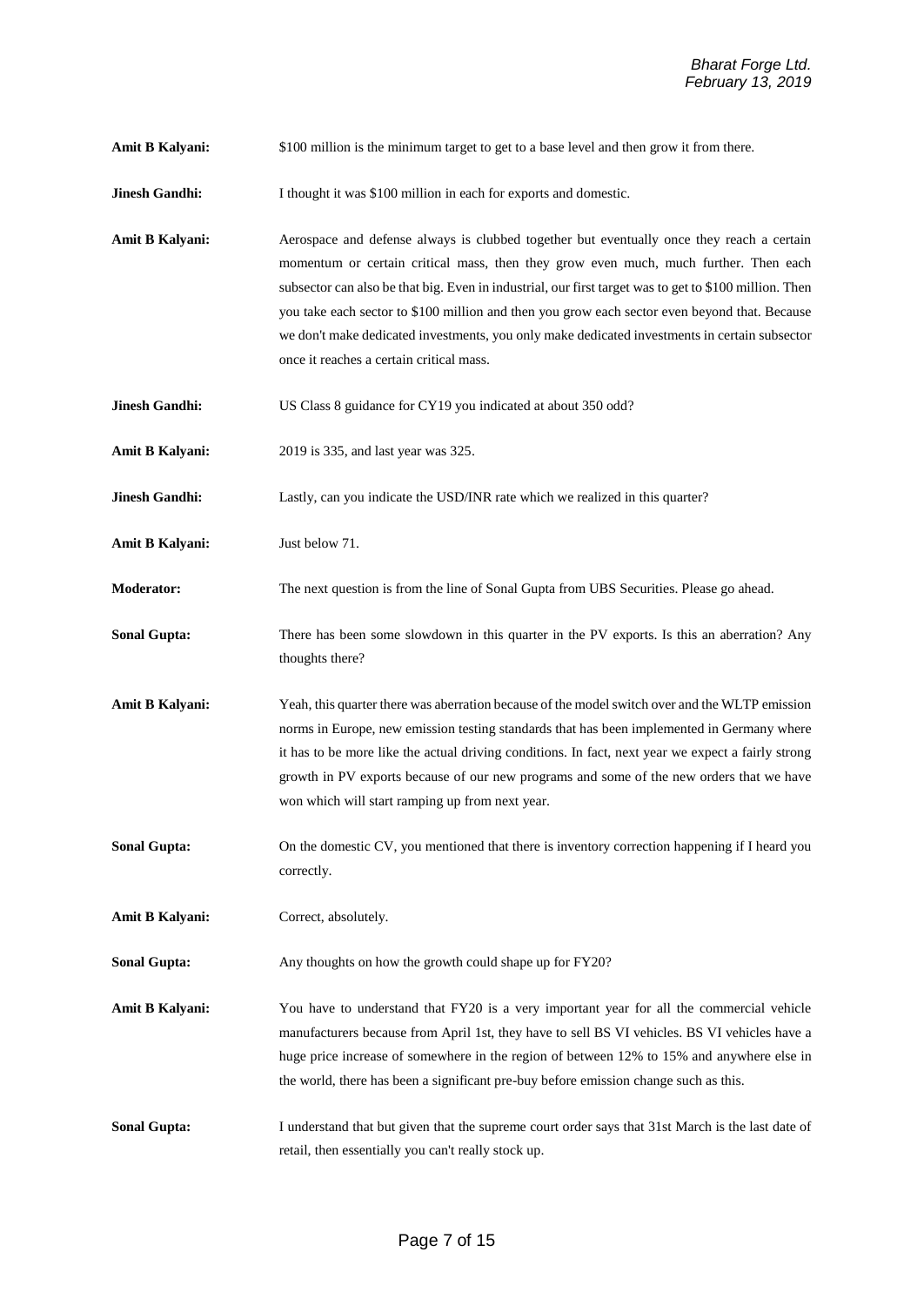**Amit B Kalyani:** $100 million is the minimum target to get to a base level and then grow it from there.

**Jinesh Gandhi:** I thought it was $100 million in each for exports and domestic.

**Amit B Kalyani:** Aerospace and defense always is clubbed together but eventually once they reach a certain momentum or certain critical mass, then they grow even much, much further. Then each subsector can also be that big. Even in industrial, our first target was to get to $100 million. Then you take each sector to $100 million and then you grow each sector even beyond that. Because we don't make dedicated investments, you only make dedicated investments in certain subsector once it reaches a certain critical mass.

**Jinesh Gandhi:** US Class 8 guidance for CY19 you indicated at about 350 odd?

**Amit B Kalyani:** 2019 is 335, and last year was 325.

**Jinesh Gandhi:** Lastly, can you indicate the USD/INR rate which we realized in this quarter?

**Amit B Kalyani:** Just below 71.

**Moderator:** The next question is from the line of Sonal Gupta from UBS Securities. Please go ahead.

**Sonal Gupta:** There has been some slowdown in this quarter in the PV exports. Is this an aberration? Any thoughts there?

**Amit B Kalyani:** Yeah, this quarter there was aberration because of the model switch over and the WLTP emission norms in Europe, new emission testing standards that has been implemented in Germany where it has to be more like the actual driving conditions. In fact, next year we expect a fairly strong growth in PV exports because of our new programs and some of the new orders that we have won which will start ramping up from next year.

**Sonal Gupta:** On the domestic CV, you mentioned that there is inventory correction happening if I heard you correctly.

**Amit B Kalyani:** Correct, absolutely.

**Sonal Gupta:** Any thoughts on how the growth could shape up for FY20?

**Amit B Kalyani:** You have to understand that FY20 is a very important year for all the commercial vehicle manufacturers because from April 1st, they have to sell BS VI vehicles. BS VI vehicles have a huge price increase of somewhere in the region of between 12% to 15% and anywhere else in the world, there has been a significant pre-buy before emission change such as this.

**Sonal Gupta:** I understand that but given that the supreme court order says that 31st March is the last date of retail, then essentially you can't really stock up.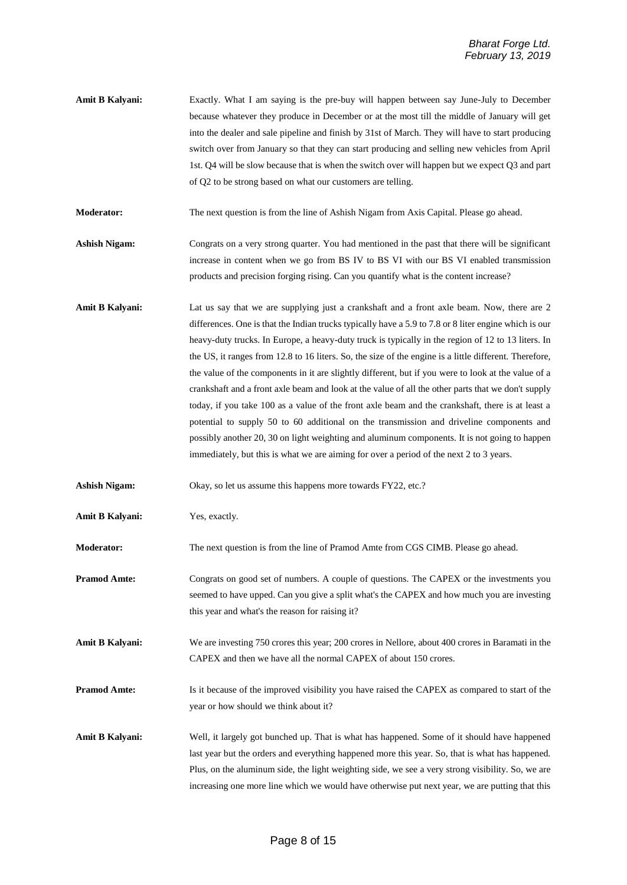**Amit B Kalyani:** Exactly. What I am saying is the pre-buy will happen between say June-July to December because whatever they produce in December or at the most till the middle of January will get into the dealer and sale pipeline and finish by 31st of March. They will have to start producing switch over from January so that they can start producing and selling new vehicles from April 1st. Q4 will be slow because that is when the switch over will happen but we expect Q3 and part of Q2 to be strong based on what our customers are telling.

**Moderator:** The next question is from the line of Ashish Nigam from Axis Capital. Please go ahead.

**Ashish Nigam:** Congrats on a very strong quarter. You had mentioned in the past that there will be significant increase in content when we go from BS IV to BS VI with our BS VI enabled transmission products and precision forging rising. Can you quantify what is the content increase?

**Amit B Kalyani:** Lat us say that we are supplying just a crankshaft and a front axle beam. Now, there are 2 differences. One is that the Indian trucks typically have a 5.9 to 7.8 or 8 liter engine which is our heavy-duty trucks. In Europe, a heavy-duty truck is typically in the region of 12 to 13 liters. In the US, it ranges from 12.8 to 16 liters. So, the size of the engine is a little different. Therefore, the value of the components in it are slightly different, but if you were to look at the value of a crankshaft and a front axle beam and look at the value of all the other parts that we don't supply today, if you take 100 as a value of the front axle beam and the crankshaft, there is at least a potential to supply 50 to 60 additional on the transmission and driveline components and possibly another 20, 30 on light weighting and aluminum components. It is not going to happen immediately, but this is what we are aiming for over a period of the next 2 to 3 years.

**Ashish Nigam:** Okay, so let us assume this happens more towards FY22, etc.?

**Amit B Kalyani:** Yes, exactly.

**Moderator:** The next question is from the line of Pramod Amte from CGS CIMB. Please go ahead.

**Pramod Amte:** Congrats on good set of numbers. A couple of questions. The CAPEX or the investments you seemed to have upped. Can you give a split what's the CAPEX and how much you are investing this year and what's the reason for raising it?

**Amit B Kalyani:** We are investing 750 crores this year; 200 crores in Nellore, about 400 crores in Baramati in the CAPEX and then we have all the normal CAPEX of about 150 crores.

**Pramod Amte:** Is it because of the improved visibility you have raised the CAPEX as compared to start of the year or how should we think about it?

**Amit B Kalyani:** Well, it largely got bunched up. That is what has happened. Some of it should have happened last year but the orders and everything happened more this year. So, that is what has happened. Plus, on the aluminum side, the light weighting side, we see a very strong visibility. So, we are increasing one more line which we would have otherwise put next year, we are putting that this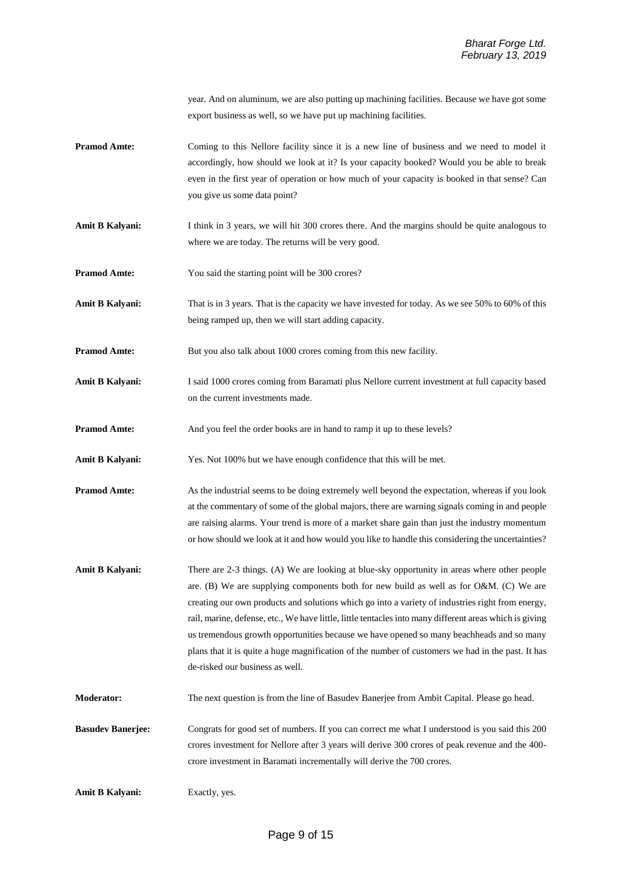year. And on aluminum, we are also putting up machining facilities. Because we have got some export business as well, so we have put up machining facilities.

**Pramod Amte:** Coming to this Nellore facility since it is a new line of business and we need to model it accordingly, how should we look at it? Is your capacity booked? Would you be able to break even in the first year of operation or how much of your capacity is booked in that sense? Can you give us some data point?

**Amit B Kalyani:** I think in 3 years, we will hit 300 crores there. And the margins should be quite analogous to where we are today. The returns will be very good.

**Pramod Amte:** You said the starting point will be 300 crores?

**Amit B Kalyani:** That is in 3 years. That is the capacity we have invested for today. As we see 50% to 60% of this being ramped up, then we will start adding capacity.

**Pramod Amte:** But you also talk about 1000 crores coming from this new facility.

**Amit B Kalyani:** I said 1000 crores coming from Baramati plus Nellore current investment at full capacity based on the current investments made.

**Pramod Amte:** And you feel the order books are in hand to ramp it up to these levels?

**Amit B Kalyani:** Yes. Not 100% but we have enough confidence that this will be met.

**Pramod Amte:** As the industrial seems to be doing extremely well beyond the expectation, whereas if you look at the commentary of some of the global majors, there are warning signals coming in and people are raising alarms. Your trend is more of a market share gain than just the industry momentum or how should we look at it and how would you like to handle this considering the uncertainties?

**Amit B Kalyani:** There are 2-3 things. (A) We are looking at blue-sky opportunity in areas where other people are. (B) We are supplying components both for new build as well as for O&M. (C) We are creating our own products and solutions which go into a variety of industries right from energy, rail, marine, defense, etc., We have little, little tentacles into many different areas which is giving us tremendous growth opportunities because we have opened so many beachheads and so many plans that it is quite a huge magnification of the number of customers we had in the past. It has de-risked our business as well.

**Moderator:** The next question is from the line of Basudev Banerjee from Ambit Capital. Please go head.

**Basudev Banerjee:** Congrats for good set of numbers. If you can correct me what I understood is you said this 200 crores investment for Nellore after 3 years will derive 300 crores of peak revenue and the 400-crore investment in Baramati incrementally will derive the 700 crores.

**Amit B Kalyani:** Exactly, yes.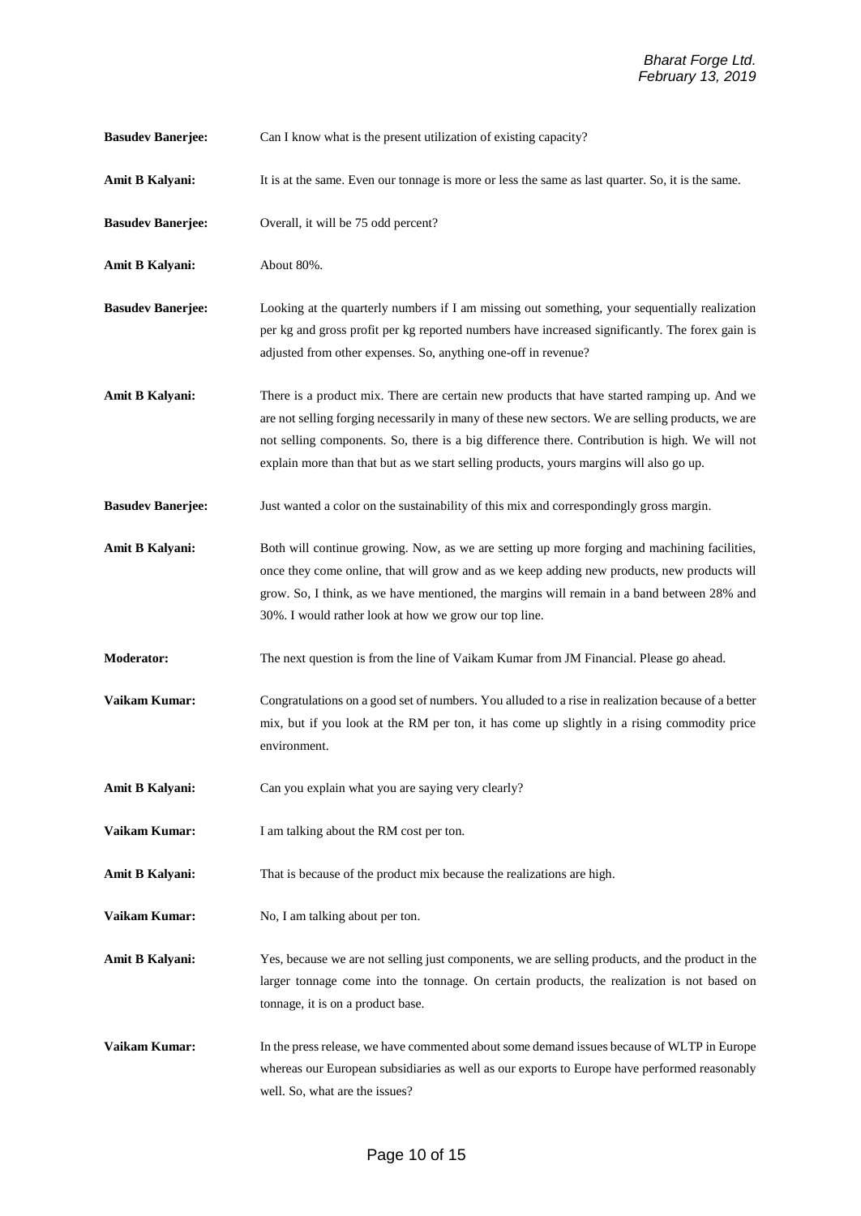**Basudev Banerjee:** Can I know what is the present utilization of existing capacity?

**Amit B Kalyani:** It is at the same. Even our tonnage is more or less the same as last quarter. So, it is the same.

**Basudev Banerjee:** Overall, it will be 75 odd percent?

**Amit B Kalyani:** About 80%.

**Basudev Banerjee:** Looking at the quarterly numbers if I am missing out something, your sequentially realization per kg and gross profit per kg reported numbers have increased significantly. The forex gain is adjusted from other expenses. So, anything one-off in revenue?

**Amit B Kalyani:** There is a product mix. There are certain new products that have started ramping up. And we are not selling forging necessarily in many of these new sectors. We are selling products, we are not selling components. So, there is a big difference there. Contribution is high. We will not explain more than that but as we start selling products, yours margins will also go up.

**Basudev Banerjee:** Just wanted a color on the sustainability of this mix and correspondingly gross margin.

**Amit B Kalyani:** Both will continue growing. Now, as we are setting up more forging and machining facilities, once they come online, that will grow and as we keep adding new products, new products will grow. So, I think, as we have mentioned, the margins will remain in a band between 28% and 30%. I would rather look at how we grow our top line.

**Moderator:** The next question is from the line of Vaikam Kumar from JM Financial. Please go ahead.

**Vaikam Kumar:** Congratulations on a good set of numbers. You alluded to a rise in realization because of a better mix, but if you look at the RM per ton, it has come up slightly in a rising commodity price environment.

**Amit B Kalyani:** Can you explain what you are saying very clearly?

**Vaikam Kumar:** I am talking about the RM cost per ton.

**Amit B Kalyani:** That is because of the product mix because the realizations are high.

**Vaikam Kumar:** No, I am talking about per ton.

**Amit B Kalyani:** Yes, because we are not selling just components, we are selling products, and the product in the larger tonnage come into the tonnage. On certain products, the realization is not based on tonnage, it is on a product base.

**Vaikam Kumar:** In the press release, we have commented about some demand issues because of WLTP in Europe whereas our European subsidiaries as well as our exports to Europe have performed reasonably well. So, what are the issues?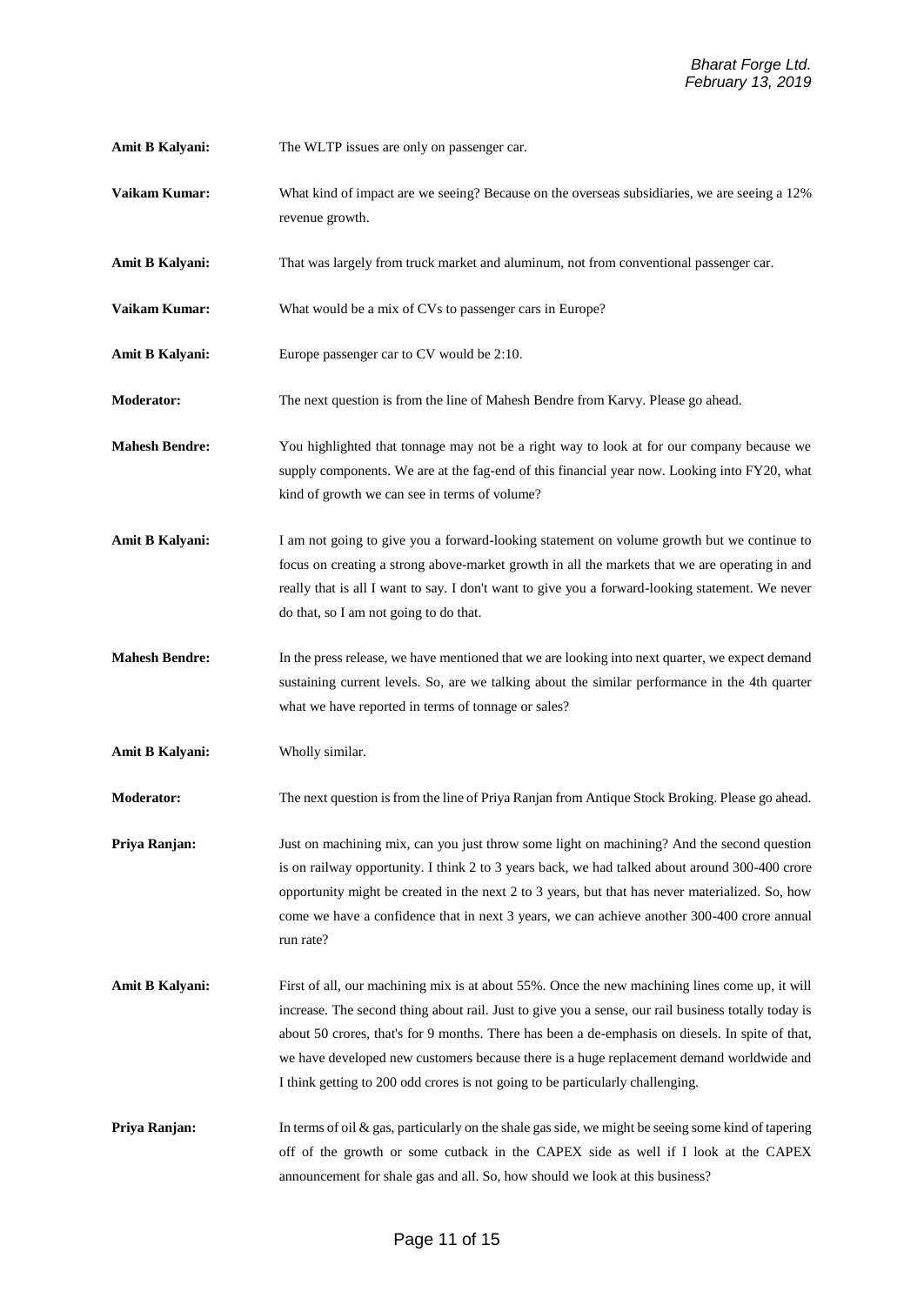**Amit B Kalyani:** The WLTP issues are only on passenger car.

**Vaikam Kumar:** What kind of impact are we seeing? Because on the overseas subsidiaries, we are seeing a 12% revenue growth.

**Amit B Kalyani:** That was largely from truck market and aluminum, not from conventional passenger car.

**Vaikam Kumar:** What would be a mix of CVs to passenger cars in Europe?

**Amit B Kalyani:** Europe passenger car to CV would be 2:10.

**Moderator:** The next question is from the line of Mahesh Bendre from Karvy. Please go ahead.

**Mahesh Bendre:** You highlighted that tonnage may not be a right way to look at for our company because we supply components. We are at the fag-end of this financial year now. Looking into FY20, what kind of growth we can see in terms of volume?

**Amit B Kalyani:** I am not going to give you a forward-looking statement on volume growth but we continue to focus on creating a strong above-market growth in all the markets that we are operating in and really that is all I want to say. I don't want to give you a forward-looking statement. We never do that, so I am not going to do that.

**Mahesh Bendre:** In the press release, we have mentioned that we are looking into next quarter, we expect demand sustaining current levels. So, are we talking about the similar performance in the 4th quarter what we have reported in terms of tonnage or sales?

**Amit B Kalyani:** Wholly similar.

**Moderator:** The next question is from the line of Priya Ranjan from Antique Stock Broking. Please go ahead.

**Priya Ranjan:** Just on machining mix, can you just throw some light on machining? And the second question is on railway opportunity. I think 2 to 3 years back, we had talked about around 300-400 crore opportunity might be created in the next 2 to 3 years, but that has never materialized. So, how come we have a confidence that in next 3 years, we can achieve another 300-400 crore annual run rate?

**Amit B Kalyani:** First of all, our machining mix is at about 55%. Once the new machining lines come up, it will increase. The second thing about rail. Just to give you a sense, our rail business totally today is about 50 crores, that's for 9 months. There has been a de-emphasis on diesels. In spite of that, we have developed new customers because there is a huge replacement demand worldwide and I think getting to 200 odd crores is not going to be particularly challenging.

**Priya Ranjan:** In terms of oil & gas, particularly on the shale gas side, we might be seeing some kind of tapering off of the growth or some cutback in the CAPEX side as well if I look at the CAPEX announcement for shale gas and all. So, how should we look at this business?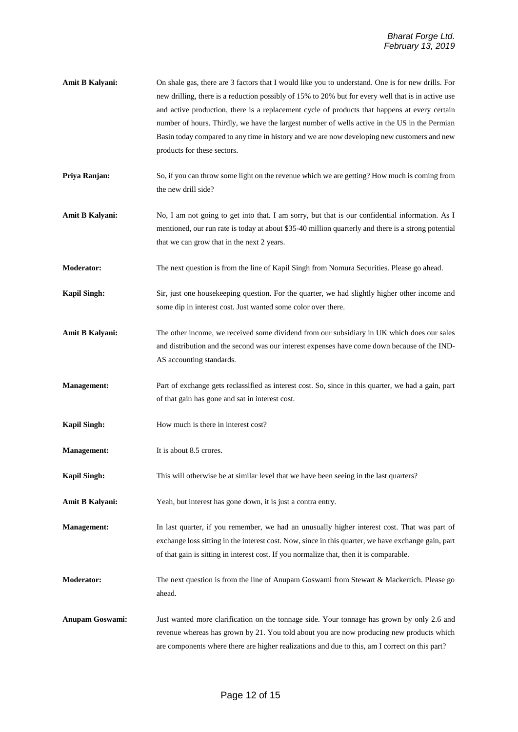**Amit B Kalyani:** On shale gas, there are 3 factors that I would like you to understand. One is for new drills. For new drilling, there is a reduction possibly of 15% to 20% but for every well that is in active use and active production, there is a replacement cycle of products that happens at every certain number of hours. Thirdly, we have the largest number of wells active in the US in the Permian Basin today compared to any time in history and we are now developing new customers and new products for these sectors.

**Priya Ranjan:** So, if you can throw some light on the revenue which we are getting? How much is coming from the new drill side?

**Amit B Kalyani:** No, I am not going to get into that. I am sorry, but that is our confidential information. As I mentioned, our run rate is today at about $35-40 million quarterly and there is a strong potential that we can grow that in the next 2 years.

**Moderator:** The next question is from the line of Kapil Singh from Nomura Securities. Please go ahead.

**Kapil Singh:** Sir, just one housekeeping question. For the quarter, we had slightly higher other income and some dip in interest cost. Just wanted some color over there.

**Amit B Kalyani:** The other income, we received some dividend from our subsidiary in UK which does our sales and distribution and the second was our interest expenses have come down because of the IND-AS accounting standards.

**Management:** Part of exchange gets reclassified as interest cost. So, since in this quarter, we had a gain, part of that gain has gone and sat in interest cost.

**Kapil Singh:** How much is there in interest cost?

**Management:** It is about 8.5 crores.

**Kapil Singh:** This will otherwise be at similar level that we have been seeing in the last quarters?

**Amit B Kalyani:** Yeah, but interest has gone down, it is just a contra entry.

**Management:** In last quarter, if you remember, we had an unusually higher interest cost. That was part of exchange loss sitting in the interest cost. Now, since in this quarter, we have exchange gain, part of that gain is sitting in interest cost. If you normalize that, then it is comparable.

**Moderator:** The next question is from the line of Anupam Goswami from Stewart & Mackertich. Please go ahead.

**Anupam Goswami:** Just wanted more clarification on the tonnage side. Your tonnage has grown by only 2.6 and revenue whereas has grown by 21. You told about you are now producing new products which are components where there are higher realizations and due to this, am I correct on this part?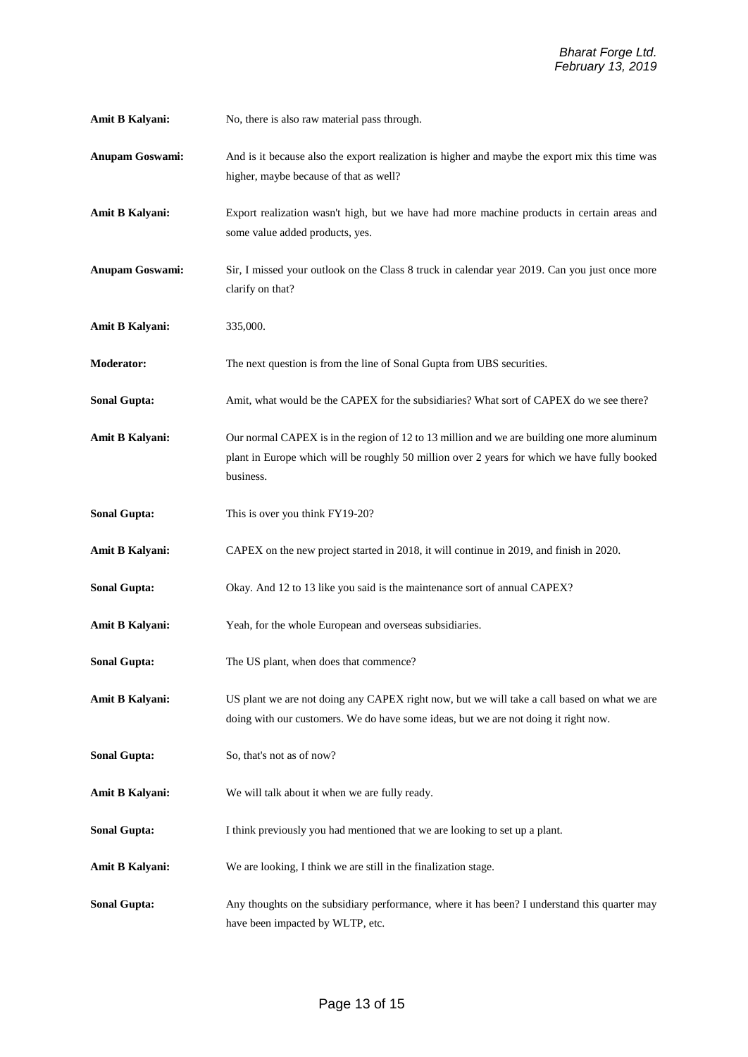**Amit B Kalyani:** No, there is also raw material pass through.

**Anupam Goswami:** And is it because also the export realization is higher and maybe the export mix this time was higher, maybe because of that as well?

**Amit B Kalyani:** Export realization wasn't high, but we have had more machine products in certain areas and some value added products, yes.

**Anupam Goswami:** Sir, I missed your outlook on the Class 8 truck in calendar year 2019. Can you just once more clarify on that?

**Amit B Kalyani:** 335,000.

**Moderator:** The next question is from the line of Sonal Gupta from UBS securities.

**Sonal Gupta:** Amit, what would be the CAPEX for the subsidiaries? What sort of CAPEX do we see there?

**Amit B Kalyani:** Our normal CAPEX is in the region of 12 to 13 million and we are building one more aluminum plant in Europe which will be roughly 50 million over 2 years for which we have fully booked business.

**Sonal Gupta:** This is over you think FY19-20?

**Amit B Kalyani:** CAPEX on the new project started in 2018, it will continue in 2019, and finish in 2020.

**Sonal Gupta:** Okay. And 12 to 13 like you said is the maintenance sort of annual CAPEX?

**Amit B Kalyani:** Yeah, for the whole European and overseas subsidiaries.

**Sonal Gupta:** The US plant, when does that commence?

**Amit B Kalyani:** US plant we are not doing any CAPEX right now, but we will take a call based on what we are doing with our customers. We do have some ideas, but we are not doing it right now.

**Sonal Gupta:** So, that's not as of now?

**Amit B Kalyani:** We will talk about it when we are fully ready.

**Sonal Gupta:** I think previously you had mentioned that we are looking to set up a plant.

**Amit B Kalyani:** We are looking, I think we are still in the finalization stage.

**Sonal Gupta:** Any thoughts on the subsidiary performance, where it has been? I understand this quarter may have been impacted by WLTP, etc.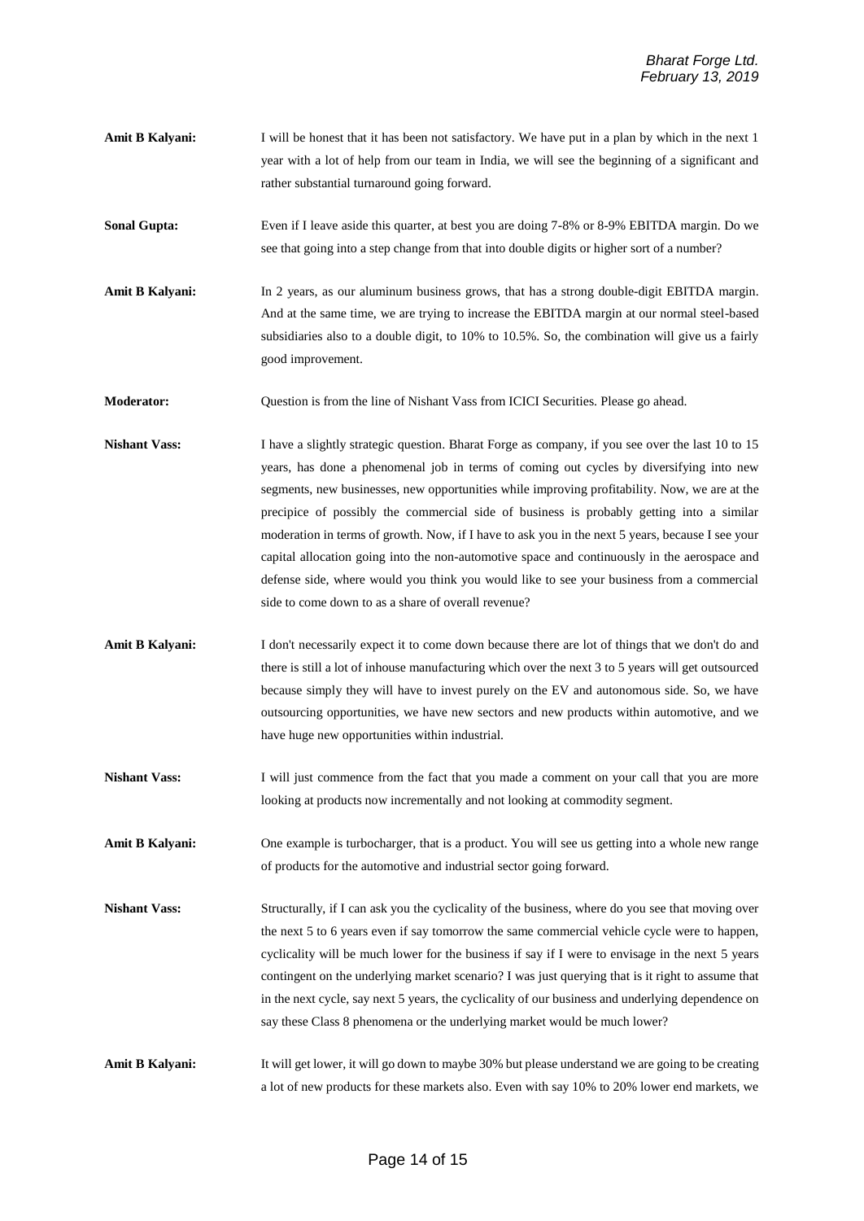**Amit B Kalyani:** I will be honest that it has been not satisfactory. We have put in a plan by which in the next 1 year with a lot of help from our team in India, we will see the beginning of a significant and rather substantial turnaround going forward.

**Sonal Gupta:** Even if I leave aside this quarter, at best you are doing 7-8% or 8-9% EBITDA margin. Do we see that going into a step change from that into double digits or higher sort of a number?

**Amit B Kalyani:** In 2 years, as our aluminum business grows, that has a strong double-digit EBITDA margin. And at the same time, we are trying to increase the EBITDA margin at our normal steel-based subsidiaries also to a double digit, to 10% to 10.5%. So, the combination will give us a fairly good improvement.

**Moderator:** Question is from the line of Nishant Vass from ICICI Securities. Please go ahead.

**Nishant Vass:** I have a slightly strategic question. Bharat Forge as company, if you see over the last 10 to 15 years, has done a phenomenal job in terms of coming out cycles by diversifying into new segments, new businesses, new opportunities while improving profitability. Now, we are at the precipice of possibly the commercial side of business is probably getting into a similar moderation in terms of growth. Now, if I have to ask you in the next 5 years, because I see your capital allocation going into the non-automotive space and continuously in the aerospace and defense side, where would you think you would like to see your business from a commercial side to come down to as a share of overall revenue?

**Amit B Kalyani:** I don't necessarily expect it to come down because there are lot of things that we don't do and there is still a lot of inhouse manufacturing which over the next 3 to 5 years will get outsourced because simply they will have to invest purely on the EV and autonomous side. So, we have outsourcing opportunities, we have new sectors and new products within automotive, and we have huge new opportunities within industrial.

**Nishant Vass:** I will just commence from the fact that you made a comment on your call that you are more looking at products now incrementally and not looking at commodity segment.

**Amit B Kalyani:** One example is turbocharger, that is a product. You will see us getting into a whole new range of products for the automotive and industrial sector going forward.

**Nishant Vass:** Structurally, if I can ask you the cyclicality of the business, where do you see that moving over the next 5 to 6 years even if say tomorrow the same commercial vehicle cycle were to happen, cyclicality will be much lower for the business if say if I were to envisage in the next 5 years contingent on the underlying market scenario? I was just querying that is it right to assume that in the next cycle, say next 5 years, the cyclicality of our business and underlying dependence on say these Class 8 phenomena or the underlying market would be much lower?

**Amit B Kalyani:** It will get lower, it will go down to maybe 30% but please understand we are going to be creating a lot of new products for these markets also. Even with say 10% to 20% lower end markets, we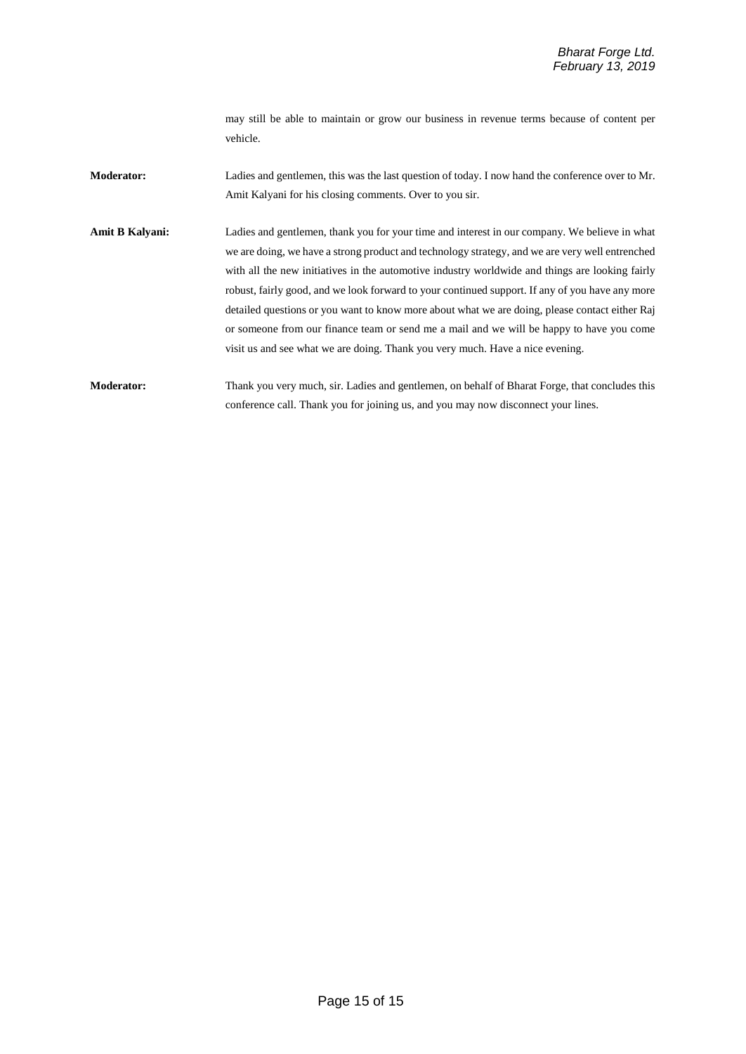may still be able to maintain or grow our business in revenue terms because of content per vehicle.

**Moderator:** Ladies and gentlemen, this was the last question of today. I now hand the conference over to Mr. Amit Kalyani for his closing comments. Over to you sir.

**Amit B Kalyani:** Ladies and gentlemen, thank you for your time and interest in our company. We believe in what we are doing, we have a strong product and technology strategy, and we are very well entrenched with all the new initiatives in the automotive industry worldwide and things are looking fairly robust, fairly good, and we look forward to your continued support. If any of you have any more detailed questions or you want to know more about what we are doing, please contact either Raj or someone from our finance team or send me a mail and we will be happy to have you come visit us and see what we are doing. Thank you very much. Have a nice evening.

**Moderator:** Thank you very much, sir. Ladies and gentlemen, on behalf of Bharat Forge, that concludes this conference call. Thank you for joining us, and you may now disconnect your lines.